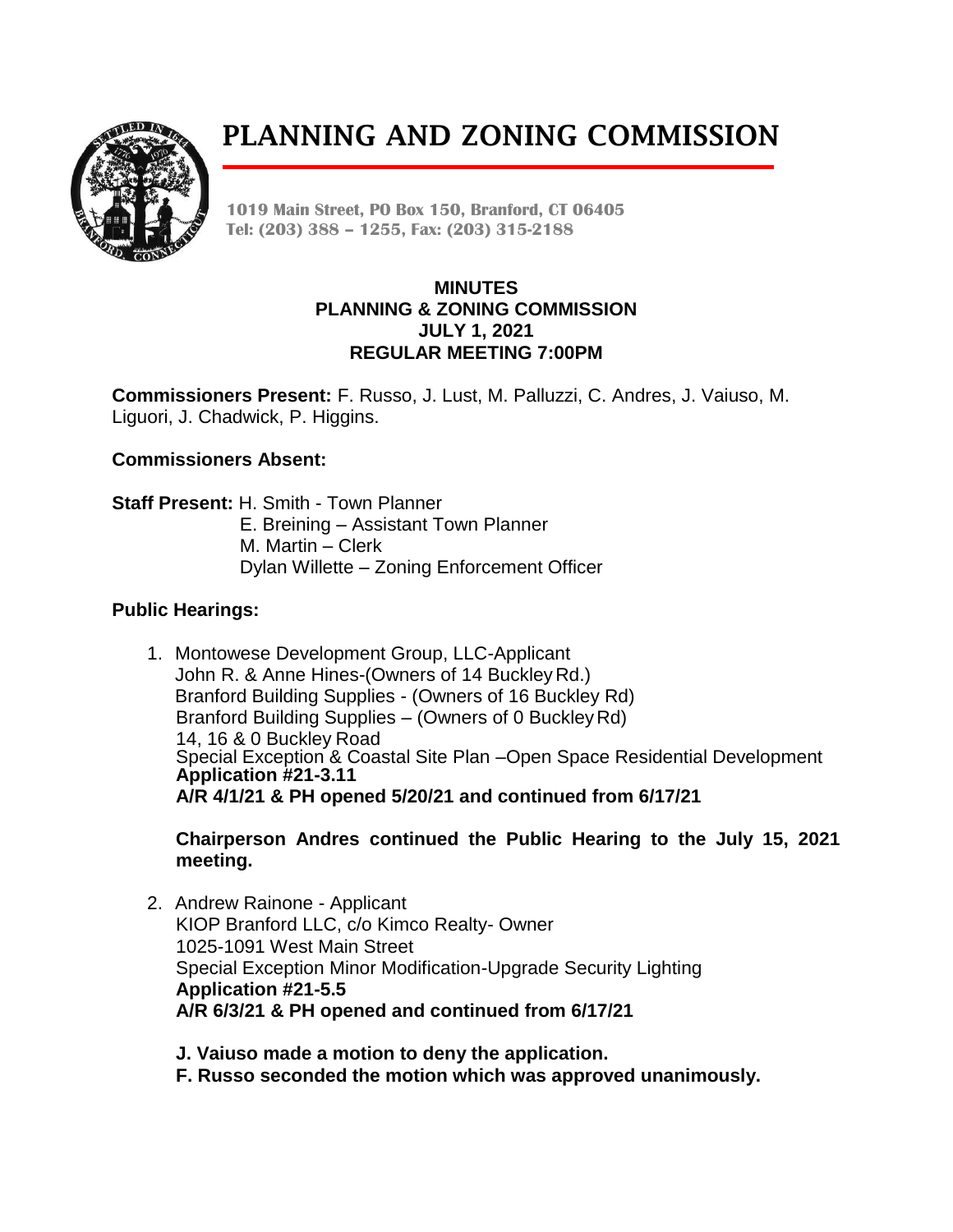# PLANNING AND ZONING COMMISSION

**1019 Main Street, PO Box 150, Branford, CT 06405**
**Tel: (203) 388 – 1255, Fax: (203) 315-2188**

**MINUTES**
**PLANNING & ZONING COMMISSION**
**JULY 1, 2021**
**REGULAR MEETING 7:00PM**

**Commissioners Present:** F. Russo, J. Lust, M. Palluzzi, C. Andres, J. Vaiuso, M. Liguori, J. Chadwick, P. Higgins.

**Commissioners Absent:**

**Staff Present:** H. Smith - Town Planner
E. Breining – Assistant Town Planner
M. Martin – Clerk
Dylan Willette – Zoning Enforcement Officer

**Public Hearings:**

1. Montowese Development Group, LLC-Applicant
   John R. & Anne Hines-(Owners of 14 Buckley Rd.)
   Branford Building Supplies - (Owners of 16 Buckley Rd)
   Branford Building Supplies – (Owners of 0 Buckley Rd)
   14, 16 & 0 Buckley Road
   Special Exception & Coastal Site Plan –Open Space Residential Development
   **Application #21-3.11**
   **A/R 4/1/21 & PH opened 5/20/21 and continued from 6/17/21**

   **Chairperson Andres continued the Public Hearing to the July 15, 2021 meeting.**

2. Andrew Rainone - Applicant
   KIOP Branford LLC, c/o Kimco Realty- Owner
   1025-1091 West Main Street
   Special Exception Minor Modification-Upgrade Security Lighting
   **Application #21-5.5**
   **A/R 6/3/21 & PH opened and continued from 6/17/21**

   **J. Vaiuso made a motion to deny the application.**
   **F. Russo seconded the motion which was approved unanimously.**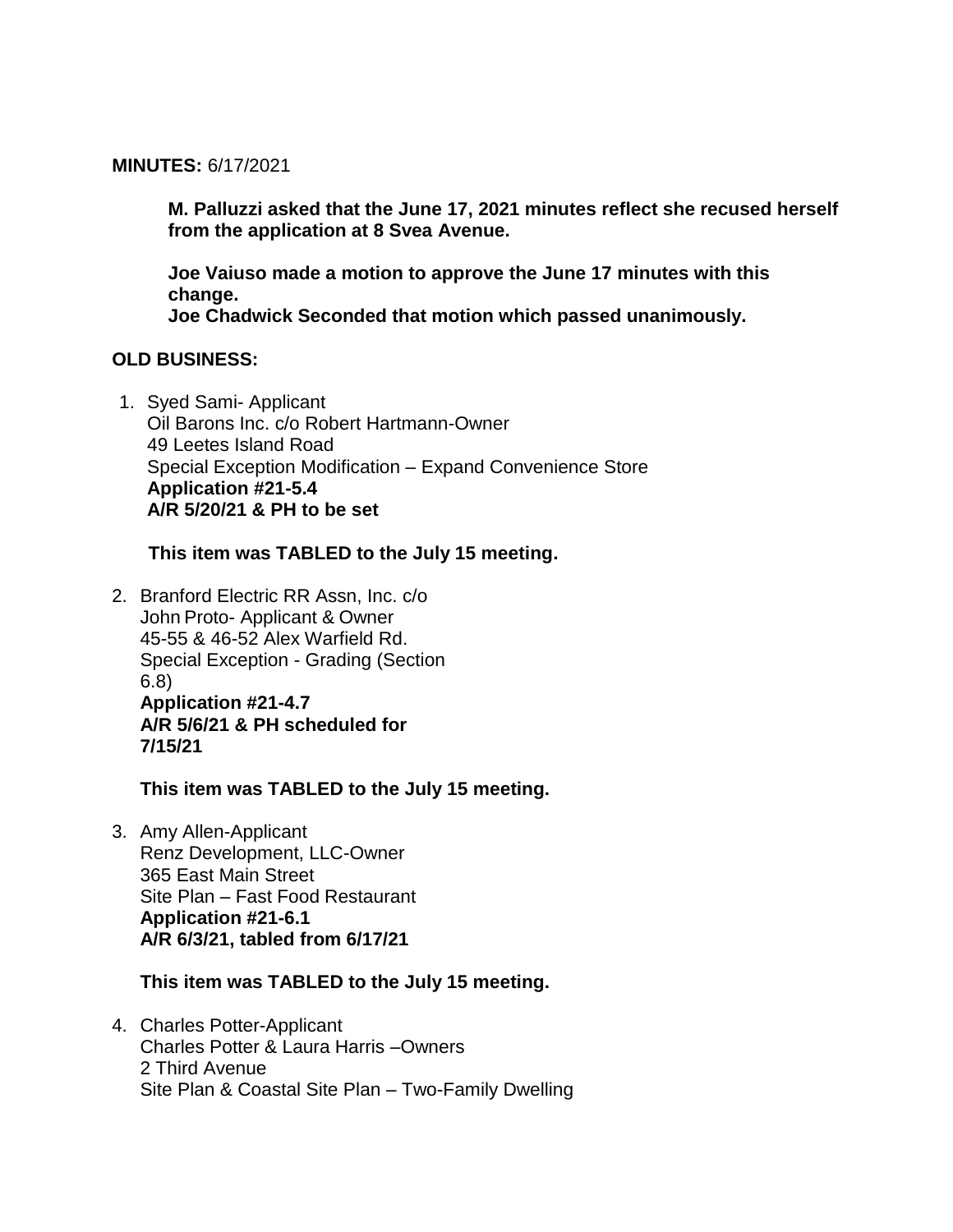**MINUTES:** 6/17/2021

**M. Palluzzi asked that the June 17, 2021 minutes reflect she recused herself from the application at 8 Svea Avenue.**

**Joe Vaiuso made a motion to approve the June 17 minutes with this change.**
**Joe Chadwick Seconded that motion which passed unanimously.**

**OLD BUSINESS:**

1. Syed Sami- Applicant
   Oil Barons Inc. c/o Robert Hartmann-Owner
   49 Leetes Island Road
   Special Exception Modification – Expand Convenience Store
   **Application #21-5.4**
   **A/R 5/20/21 & PH to be set**

   **This item was TABLED to the July 15 meeting.**

2. Branford Electric RR Assn, Inc. c/o
   John Proto- Applicant & Owner
   45-55 & 46-52 Alex Warfield Rd.
   Special Exception - Grading (Section 6.8)
   **Application #21-4.7**
   **A/R 5/6/21 & PH scheduled for 7/15/21**

   **This item was TABLED to the July 15 meeting.**

3. Amy Allen-Applicant
   Renz Development, LLC-Owner
   365 East Main Street
   Site Plan – Fast Food Restaurant
   **Application #21-6.1**
   **A/R 6/3/21, tabled from 6/17/21**

   **This item was TABLED to the July 15 meeting.**

4. Charles Potter-Applicant
   Charles Potter & Laura Harris –Owners
   2 Third Avenue
   Site Plan & Coastal Site Plan – Two-Family Dwelling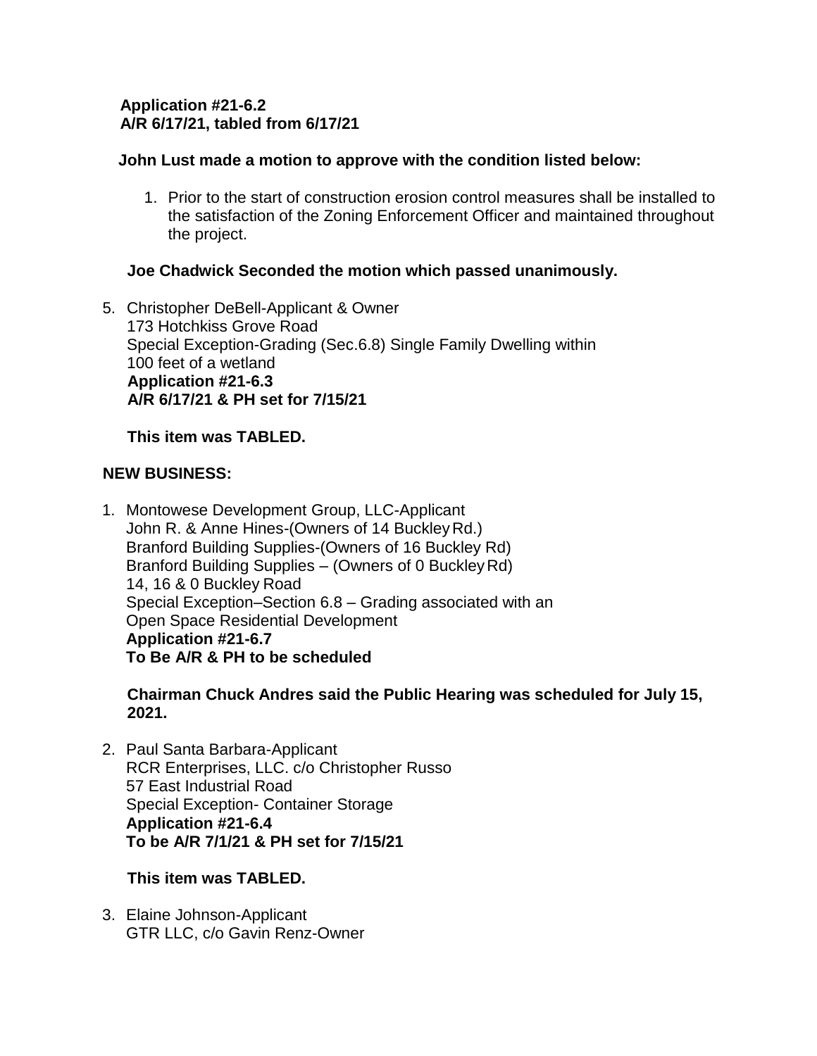**Application #21-6.2**
**A/R 6/17/21, tabled from 6/17/21**

**John Lust made a motion to approve with the condition listed below:**

1. Prior to the start of construction erosion control measures shall be installed to the satisfaction of the Zoning Enforcement Officer and maintained throughout the project.

**Joe Chadwick Seconded the motion which passed unanimously.**

5. Christopher DeBell-Applicant & Owner
   173 Hotchkiss Grove Road
   Special Exception-Grading (Sec.6.8) Single Family Dwelling within 100 feet of a wetland
   **Application #21-6.3**
   **A/R 6/17/21 & PH set for 7/15/21**

   **This item was TABLED.**

**NEW BUSINESS:**

1. Montowese Development Group, LLC-Applicant
   John R. & Anne Hines-(Owners of 14 Buckley Rd.)
   Branford Building Supplies-(Owners of 16 Buckley Rd)
   Branford Building Supplies – (Owners of 0 Buckley Rd)
   14, 16 & 0 Buckley Road
   Special Exception–Section 6.8 – Grading associated with an Open Space Residential Development
   **Application #21-6.7**
   **To Be A/R & PH to be scheduled**

   **Chairman Chuck Andres said the Public Hearing was scheduled for July 15, 2021.**

2. Paul Santa Barbara-Applicant
   RCR Enterprises, LLC. c/o Christopher Russo
   57 East Industrial Road
   Special Exception- Container Storage
   **Application #21-6.4**
   **To be A/R 7/1/21 & PH set for 7/15/21**

   **This item was TABLED.**

3. Elaine Johnson-Applicant
   GTR LLC, c/o Gavin Renz-Owner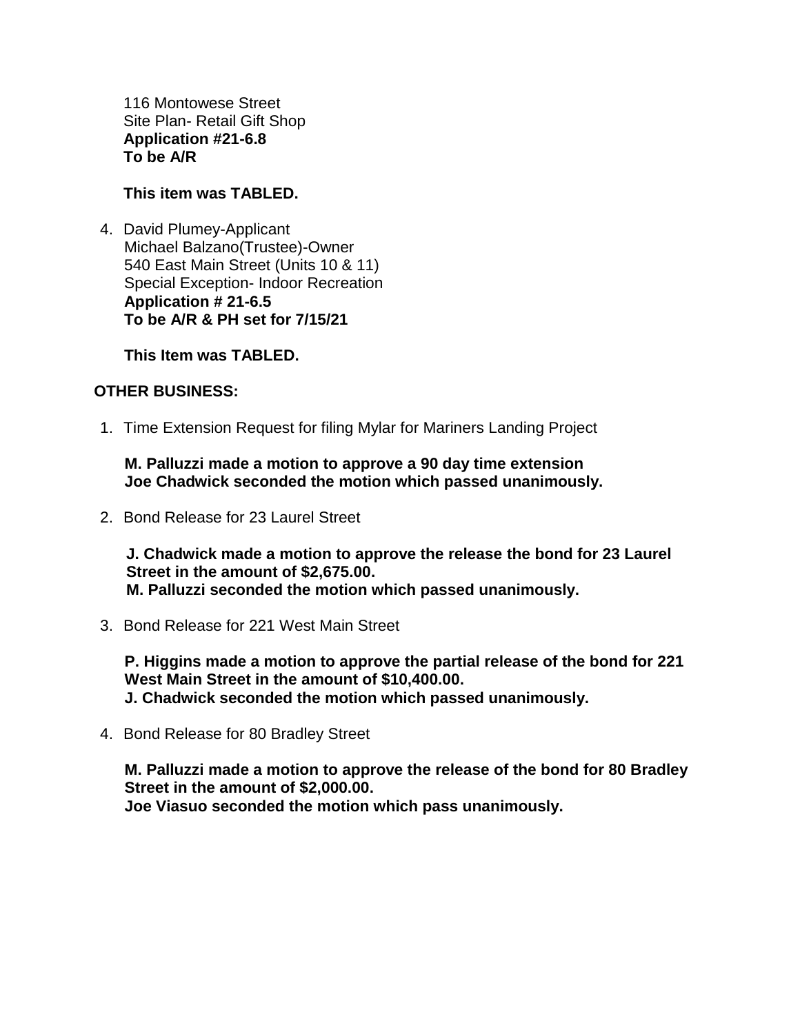116 Montowese Street
Site Plan- Retail Gift Shop
**Application #21-6.8**
**To be A/R**

**This item was TABLED.**

4. David Plumey-Applicant
   Michael Balzano(Trustee)-Owner
   540 East Main Street (Units 10 & 11)
   Special Exception- Indoor Recreation
   **Application # 21-6.5**
   **To be A/R & PH set for 7/15/21**

   **This Item was TABLED.**

**OTHER BUSINESS:**

1. Time Extension Request for filing Mylar for Mariners Landing Project

   **M. Palluzzi made a motion to approve a 90 day time extension**
   **Joe Chadwick seconded the motion which passed unanimously.**

2. Bond Release for 23 Laurel Street

   **J. Chadwick made a motion to approve the release the bond for 23 Laurel Street in the amount of $2,675.00.**
   **M. Palluzzi seconded the motion which passed unanimously.**

3. Bond Release for 221 West Main Street

   **P. Higgins made a motion to approve the partial release of the bond for 221 West Main Street in the amount of $10,400.00.**
   **J. Chadwick seconded the motion which passed unanimously.**

4. Bond Release for 80 Bradley Street

   **M. Palluzzi made a motion to approve the release of the bond for 80 Bradley Street in the amount of $2,000.00.**
   **Joe Viasuo seconded the motion which pass unanimously.**